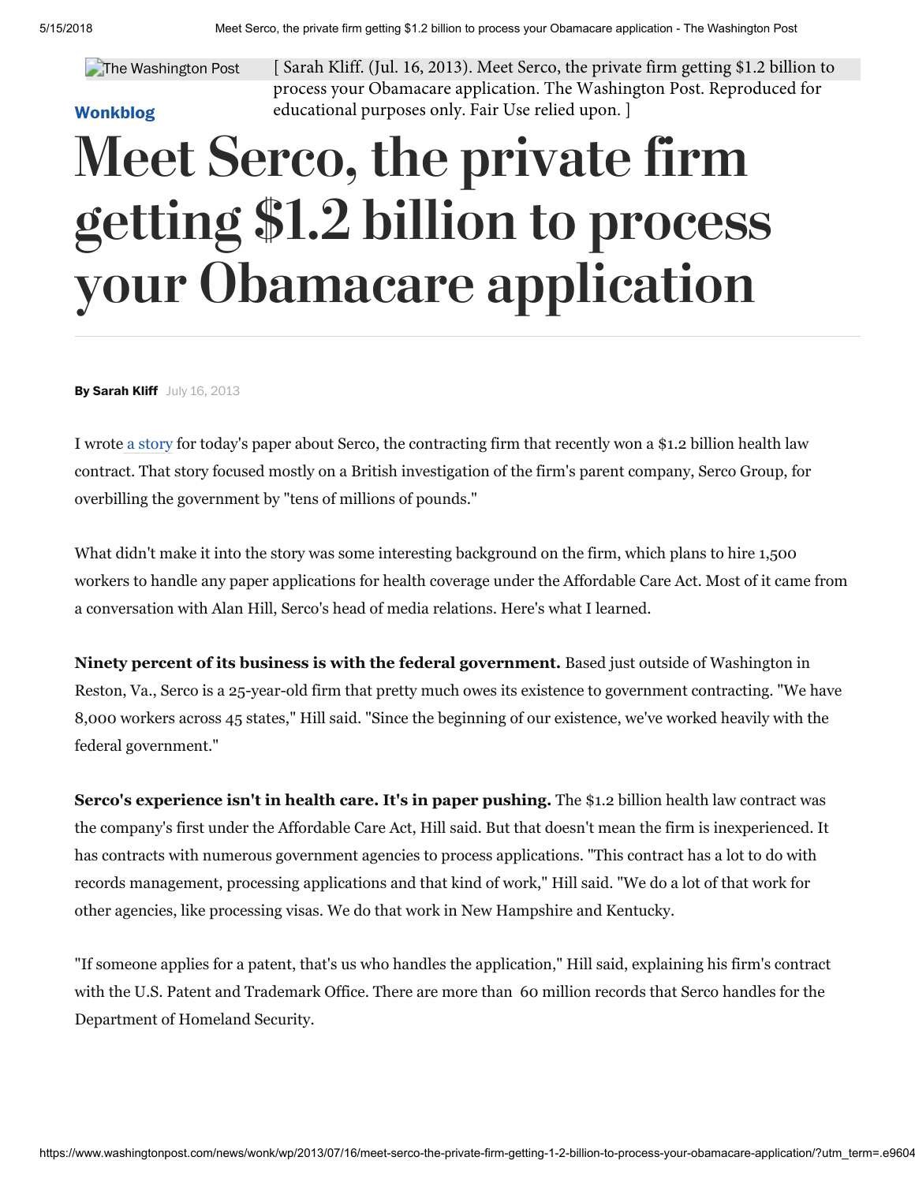The Washington Post

[ Sarah Kliff. (Jul. 16, 2013). Meet Serco, the private firm getting $1.2 billion to process your Obamacare application. The Washington Post. Reproduced for educational purposes only. Fair Use relied upon. ]

**Wonkblog**

# Meet Serco, the private firm getting $1.2 billion to process your Obamacare application

**By Sarah Kliff** July 16, 2013

I wrote a story for today's paper about Serco, the contracting firm that recently won a $1.2 billion health law contract. That story focused mostly on a British investigation of the firm's parent company, Serco Group, for overbilling the government by "tens of millions of pounds."

What didn't make it into the story was some interesting background on the firm, which plans to hire 1,500 workers to handle any paper applications for health coverage under the Affordable Care Act. Most of it came from a conversation with Alan Hill, Serco's head of media relations. Here's what I learned.

**Ninety percent of its business is with the federal government.** Based just outside of Washington in Reston, Va., Serco is a 25-year-old firm that pretty much owes its existence to government contracting. "We have 8,000 workers across 45 states," Hill said. "Since the beginning of our existence, we've worked heavily with the federal government."

**Serco's experience isn't in health care. It's in paper pushing.** The $1.2 billion health law contract was the company's first under the Affordable Care Act, Hill said. But that doesn't mean the firm is inexperienced. It has contracts with numerous government agencies to process applications. "This contract has a lot to do with records management, processing applications and that kind of work," Hill said. "We do a lot of that work for other agencies, like processing visas. We do that work in New Hampshire and Kentucky.

"If someone applies for a patent, that's us who handles the application," Hill said, explaining his firm's contract with the U.S. Patent and Trademark Office. There are more than 60 million records that Serco handles for the Department of Homeland Security.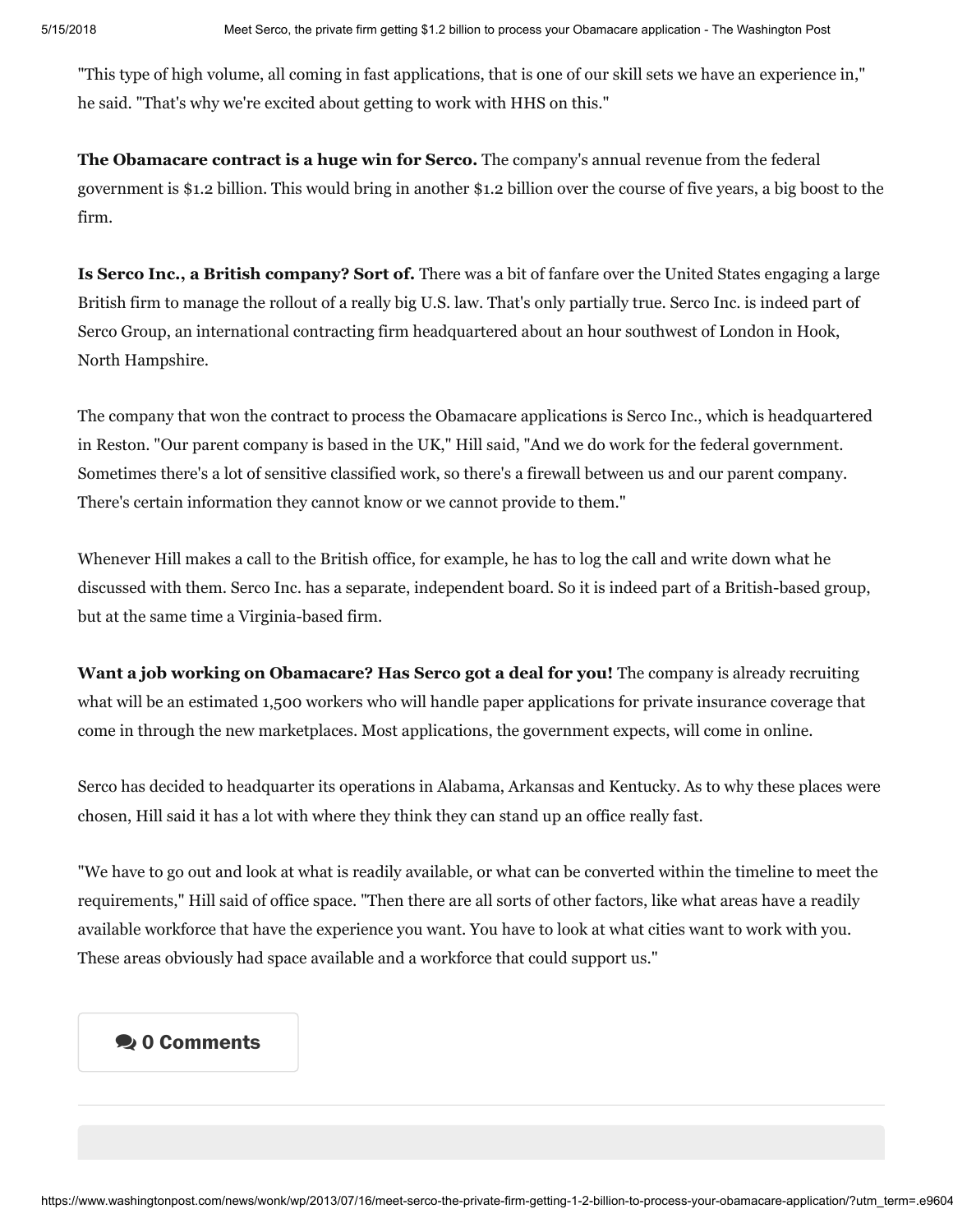"This type of high volume, all coming in fast applications, that is one of our skill sets we have an experience in," he said. "That's why we're excited about getting to work with HHS on this."

**The Obamacare contract is a huge win for Serco.** The company's annual revenue from the federal government is $1.2 billion. This would bring in another $1.2 billion over the course of five years, a big boost to the firm.

**Is Serco Inc., a British company? Sort of.** There was a bit of fanfare over the United States engaging a large British firm to manage the rollout of a really big U.S. law. That's only partially true. Serco Inc. is indeed part of Serco Group, an international contracting firm headquartered about an hour southwest of London in Hook, North Hampshire.

The company that won the contract to process the Obamacare applications is Serco Inc., which is headquartered in Reston. "Our parent company is based in the UK," Hill said, "And we do work for the federal government. Sometimes there's a lot of sensitive classified work, so there's a firewall between us and our parent company. There's certain information they cannot know or we cannot provide to them."

Whenever Hill makes a call to the British office, for example, he has to log the call and write down what he discussed with them. Serco Inc. has a separate, independent board. So it is indeed part of a British-based group, but at the same time a Virginia-based firm.

**Want a job working on Obamacare? Has Serco got a deal for you!** The company is already recruiting what will be an estimated 1,500 workers who will handle paper applications for private insurance coverage that come in through the new marketplaces. Most applications, the government expects, will come in online.

Serco has decided to headquarter its operations in Alabama, Arkansas and Kentucky. As to why these places were chosen, Hill said it has a lot with where they think they can stand up an office really fast.

"We have to go out and look at what is readily available, or what can be converted within the timeline to meet the requirements," Hill said of office space. "Then there are all sorts of other factors, like what areas have a readily available workforce that have the experience you want. You have to look at what cities want to work with you. These areas obviously had space available and a workforce that could support us."

0 Comments